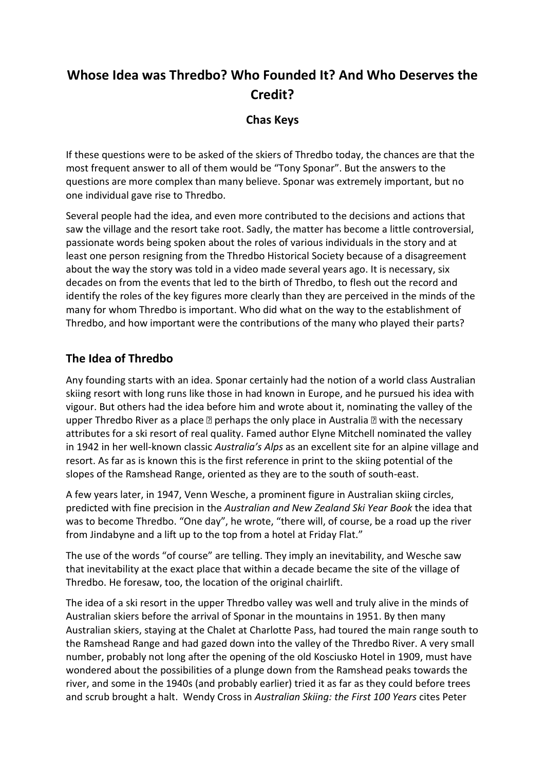# Whose Idea was Thredbo? Who Founded It? And Who Deserves the Credit?

### Chas Keys

If these questions were to be asked of the skiers of Thredbo today, the chances are that the most frequent answer to all of them would be "Tony Sponar". But the answers to the questions are more complex than many believe. Sponar was extremely important, but no one individual gave rise to Thredbo.

Several people had the idea, and even more contributed to the decisions and actions that saw the village and the resort take root. Sadly, the matter has become a little controversial, passionate words being spoken about the roles of various individuals in the story and at least one person resigning from the Thredbo Historical Society because of a disagreement about the way the story was told in a video made several years ago. It is necessary, six decades on from the events that led to the birth of Thredbo, to flesh out the record and identify the roles of the key figures more clearly than they are perceived in the minds of the many for whom Thredbo is important. Who did what on the way to the establishment of Thredbo, and how important were the contributions of the many who played their parts?

## The Idea of Thredbo

Any founding starts with an idea. Sponar certainly had the notion of a world class Australian skiing resort with long runs like those in had known in Europe, and he pursued his idea with vigour. But others had the idea before him and wrote about it, nominating the valley of the upper Thredbo River as a place ▯ perhaps the only place in Australia ▯ with the necessary attributes for a ski resort of real quality. Famed author Elyne Mitchell nominated the valley in 1942 in her well-known classic *Australia's Alps* as an excellent site for an alpine village and resort. As far as is known this is the first reference in print to the skiing potential of the slopes of the Ramshead Range, oriented as they are to the south of south-east.

A few years later, in 1947, Venn Wesche, a prominent figure in Australian skiing circles, predicted with fine precision in the *Australian and New Zealand Ski Year Book* the idea that was to become Thredbo. "One day", he wrote, "there will, of course, be a road up the river from Jindabyne and a lift up to the top from a hotel at Friday Flat."

The use of the words "of course" are telling. They imply an inevitability, and Wesche saw that inevitability at the exact place that within a decade became the site of the village of Thredbo. He foresaw, too, the location of the original chairlift.

The idea of a ski resort in the upper Thredbo valley was well and truly alive in the minds of Australian skiers before the arrival of Sponar in the mountains in 1951. By then many Australian skiers, staying at the Chalet at Charlotte Pass, had toured the main range south to the Ramshead Range and had gazed down into the valley of the Thredbo River. A very small number, probably not long after the opening of the old Kosciusko Hotel in 1909, must have wondered about the possibilities of a plunge down from the Ramshead peaks towards the river, and some in the 1940s (and probably earlier) tried it as far as they could before trees and scrub brought a halt. Wendy Cross in *Australian Skiing: the First 100 Years* cites Peter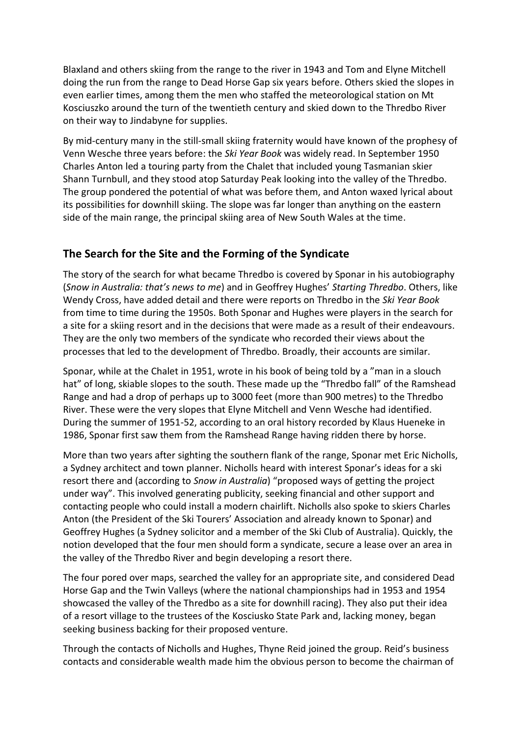Blaxland and others skiing from the range to the river in 1943 and Tom and Elyne Mitchell doing the run from the range to Dead Horse Gap six years before. Others skied the slopes in even earlier times, among them the men who staffed the meteorological station on Mt Kosciuszko around the turn of the twentieth century and skied down to the Thredbo River on their way to Jindabyne for supplies.

By mid-century many in the still-small skiing fraternity would have known of the prophesy of Venn Wesche three years before: the *Ski Year Book* was widely read. In September 1950 Charles Anton led a touring party from the Chalet that included young Tasmanian skier Shann Turnbull, and they stood atop Saturday Peak looking into the valley of the Thredbo. The group pondered the potential of what was before them, and Anton waxed lyrical about its possibilities for downhill skiing. The slope was far longer than anything on the eastern side of the main range, the principal skiing area of New South Wales at the time.

## The Search for the Site and the Forming of the Syndicate

The story of the search for what became Thredbo is covered by Sponar in his autobiography (*Snow in Australia: that's news to me*) and in Geoffrey Hughes' *Starting Thredbo*. Others, like Wendy Cross, have added detail and there were reports on Thredbo in the *Ski Year Book* from time to time during the 1950s. Both Sponar and Hughes were players in the search for a site for a skiing resort and in the decisions that were made as a result of their endeavours. They are the only two members of the syndicate who recorded their views about the processes that led to the development of Thredbo. Broadly, their accounts are similar.

Sponar, while at the Chalet in 1951, wrote in his book of being told by a "man in a slouch hat" of long, skiable slopes to the south. These made up the "Thredbo fall" of the Ramshead Range and had a drop of perhaps up to 3000 feet (more than 900 metres) to the Thredbo River. These were the very slopes that Elyne Mitchell and Venn Wesche had identified. During the summer of 1951-52, according to an oral history recorded by Klaus Hueneke in 1986, Sponar first saw them from the Ramshead Range having ridden there by horse.

More than two years after sighting the southern flank of the range, Sponar met Eric Nicholls, a Sydney architect and town planner. Nicholls heard with interest Sponar's ideas for a ski resort there and (according to *Snow in Australia*) "proposed ways of getting the project under way". This involved generating publicity, seeking financial and other support and contacting people who could install a modern chairlift. Nicholls also spoke to skiers Charles Anton (the President of the Ski Tourers' Association and already known to Sponar) and Geoffrey Hughes (a Sydney solicitor and a member of the Ski Club of Australia). Quickly, the notion developed that the four men should form a syndicate, secure a lease over an area in the valley of the Thredbo River and begin developing a resort there.

The four pored over maps, searched the valley for an appropriate site, and considered Dead Horse Gap and the Twin Valleys (where the national championships had in 1953 and 1954 showcased the valley of the Thredbo as a site for downhill racing). They also put their idea of a resort village to the trustees of the Kosciusko State Park and, lacking money, began seeking business backing for their proposed venture.

Through the contacts of Nicholls and Hughes, Thyne Reid joined the group. Reid's business contacts and considerable wealth made him the obvious person to become the chairman of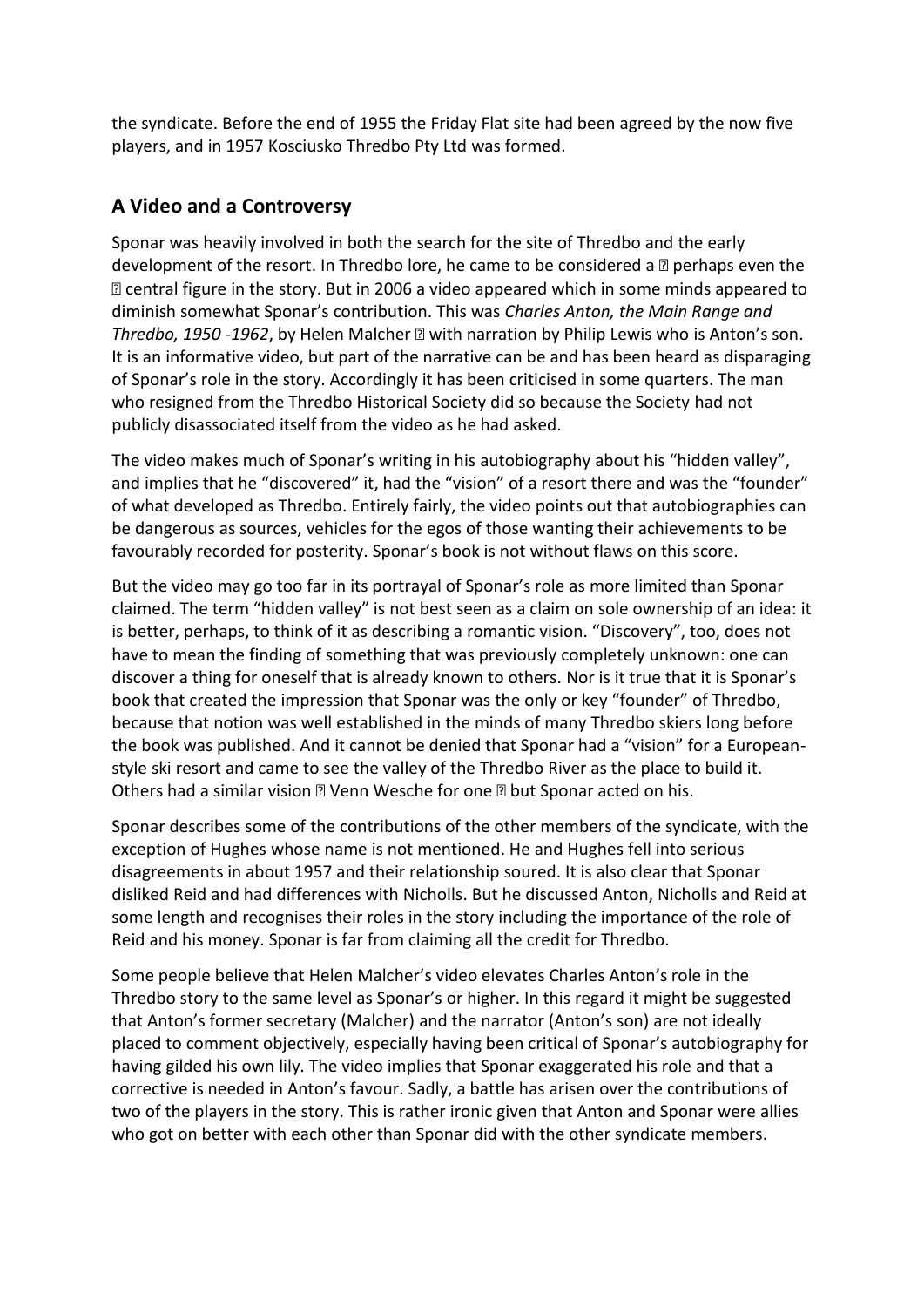the syndicate. Before the end of 1955 the Friday Flat site had been agreed by the now five players, and in 1957 Kosciusko Thredbo Pty Ltd was formed.

## A Video and a Controversy

Sponar was heavily involved in both the search for the site of Thredbo and the early development of the resort. In Thredbo lore, he came to be considered a – perhaps even the – central figure in the story. But in 2006 a video appeared which in some minds appeared to diminish somewhat Sponar's contribution. This was *Charles Anton, the Main Range and Thredbo, 1950 -1962*, by Helen Malcher – with narration by Philip Lewis who is Anton's son. It is an informative video, but part of the narrative can be and has been heard as disparaging of Sponar's role in the story. Accordingly it has been criticised in some quarters. The man who resigned from the Thredbo Historical Society did so because the Society had not publicly disassociated itself from the video as he had asked.

The video makes much of Sponar's writing in his autobiography about his "hidden valley", and implies that he "discovered" it, had the "vision" of a resort there and was the "founder" of what developed as Thredbo. Entirely fairly, the video points out that autobiographies can be dangerous as sources, vehicles for the egos of those wanting their achievements to be favourably recorded for posterity. Sponar's book is not without flaws on this score.

But the video may go too far in its portrayal of Sponar's role as more limited than Sponar claimed. The term "hidden valley" is not best seen as a claim on sole ownership of an idea: it is better, perhaps, to think of it as describing a romantic vision. "Discovery", too, does not have to mean the finding of something that was previously completely unknown: one can discover a thing for oneself that is already known to others. Nor is it true that it is Sponar's book that created the impression that Sponar was the only or key "founder" of Thredbo, because that notion was well established in the minds of many Thredbo skiers long before the book was published. And it cannot be denied that Sponar had a "vision" for a European-style ski resort and came to see the valley of the Thredbo River as the place to build it. Others had a similar vision – Venn Wesche for one – but Sponar acted on his.

Sponar describes some of the contributions of the other members of the syndicate, with the exception of Hughes whose name is not mentioned. He and Hughes fell into serious disagreements in about 1957 and their relationship soured. It is also clear that Sponar disliked Reid and had differences with Nicholls. But he discussed Anton, Nicholls and Reid at some length and recognises their roles in the story including the importance of the role of Reid and his money. Sponar is far from claiming all the credit for Thredbo.

Some people believe that Helen Malcher's video elevates Charles Anton's role in the Thredbo story to the same level as Sponar's or higher. In this regard it might be suggested that Anton's former secretary (Malcher) and the narrator (Anton's son) are not ideally placed to comment objectively, especially having been critical of Sponar's autobiography for having gilded his own lily. The video implies that Sponar exaggerated his role and that a corrective is needed in Anton's favour. Sadly, a battle has arisen over the contributions of two of the players in the story. This is rather ironic given that Anton and Sponar were allies who got on better with each other than Sponar did with the other syndicate members.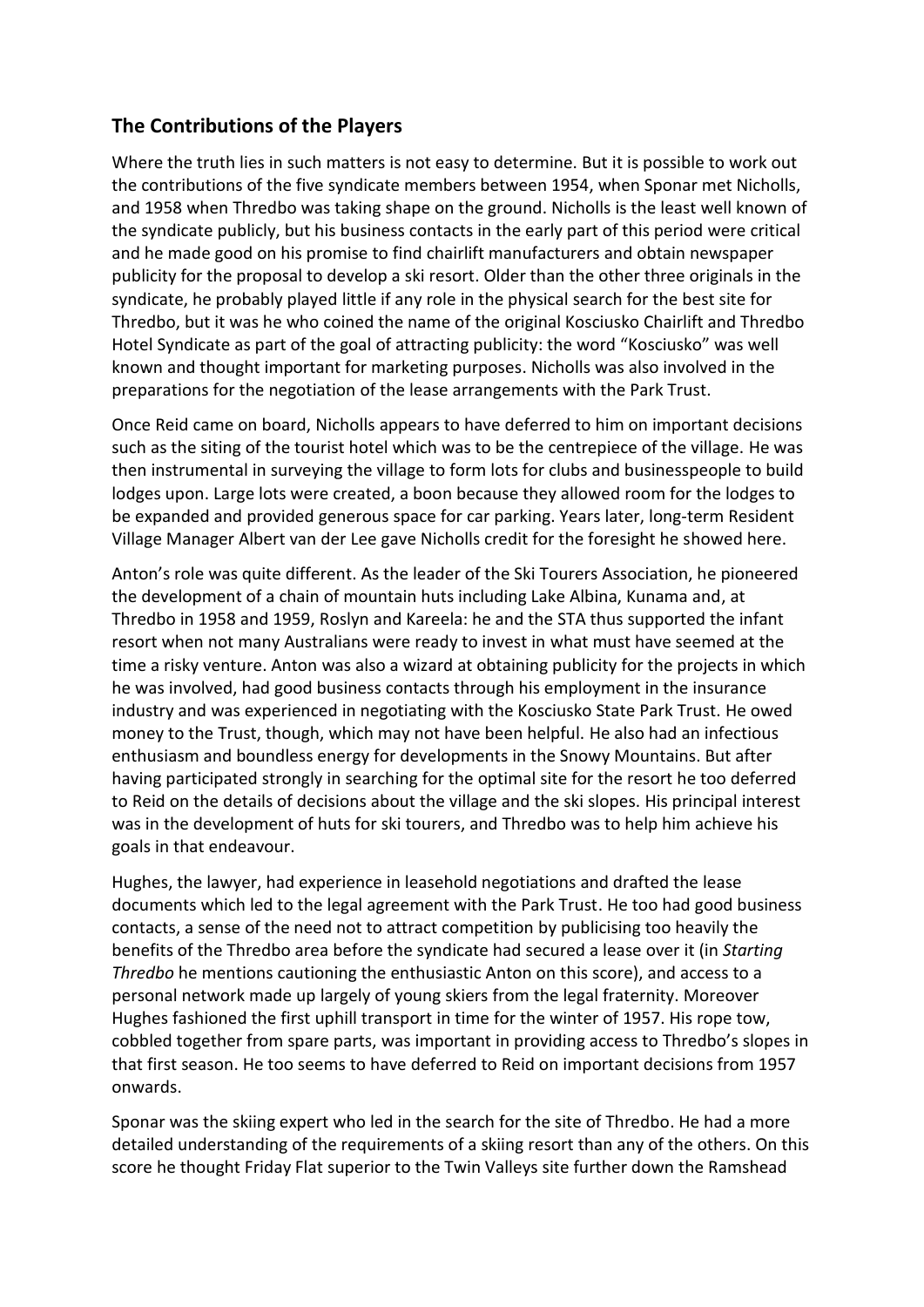## The Contributions of the Players

Where the truth lies in such matters is not easy to determine. But it is possible to work out the contributions of the five syndicate members between 1954, when Sponar met Nicholls, and 1958 when Thredbo was taking shape on the ground. Nicholls is the least well known of the syndicate publicly, but his business contacts in the early part of this period were critical and he made good on his promise to find chairlift manufacturers and obtain newspaper publicity for the proposal to develop a ski resort. Older than the other three originals in the syndicate, he probably played little if any role in the physical search for the best site for Thredbo, but it was he who coined the name of the original Kosciusko Chairlift and Thredbo Hotel Syndicate as part of the goal of attracting publicity: the word "Kosciusko" was well known and thought important for marketing purposes. Nicholls was also involved in the preparations for the negotiation of the lease arrangements with the Park Trust.

Once Reid came on board, Nicholls appears to have deferred to him on important decisions such as the siting of the tourist hotel which was to be the centrepiece of the village. He was then instrumental in surveying the village to form lots for clubs and businesspeople to build lodges upon. Large lots were created, a boon because they allowed room for the lodges to be expanded and provided generous space for car parking. Years later, long-term Resident Village Manager Albert van der Lee gave Nicholls credit for the foresight he showed here.

Anton's role was quite different. As the leader of the Ski Tourers Association, he pioneered the development of a chain of mountain huts including Lake Albina, Kunama and, at Thredbo in 1958 and 1959, Roslyn and Kareela: he and the STA thus supported the infant resort when not many Australians were ready to invest in what must have seemed at the time a risky venture. Anton was also a wizard at obtaining publicity for the projects in which he was involved, had good business contacts through his employment in the insurance industry and was experienced in negotiating with the Kosciusko State Park Trust. He owed money to the Trust, though, which may not have been helpful. He also had an infectious enthusiasm and boundless energy for developments in the Snowy Mountains. But after having participated strongly in searching for the optimal site for the resort he too deferred to Reid on the details of decisions about the village and the ski slopes. His principal interest was in the development of huts for ski tourers, and Thredbo was to help him achieve his goals in that endeavour.

Hughes, the lawyer, had experience in leasehold negotiations and drafted the lease documents which led to the legal agreement with the Park Trust. He too had good business contacts, a sense of the need not to attract competition by publicising too heavily the benefits of the Thredbo area before the syndicate had secured a lease over it (in *Starting Thredbo* he mentions cautioning the enthusiastic Anton on this score), and access to a personal network made up largely of young skiers from the legal fraternity. Moreover Hughes fashioned the first uphill transport in time for the winter of 1957. His rope tow, cobbled together from spare parts, was important in providing access to Thredbo's slopes in that first season. He too seems to have deferred to Reid on important decisions from 1957 onwards.

Sponar was the skiing expert who led in the search for the site of Thredbo. He had a more detailed understanding of the requirements of a skiing resort than any of the others. On this score he thought Friday Flat superior to the Twin Valleys site further down the Ramshead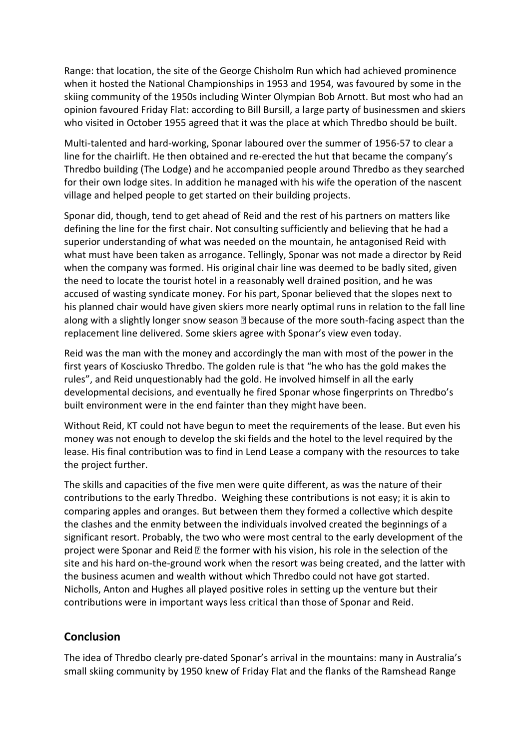Range: that location, the site of the George Chisholm Run which had achieved prominence when it hosted the National Championships in 1953 and 1954, was favoured by some in the skiing community of the 1950s including Winter Olympian Bob Arnott. But most who had an opinion favoured Friday Flat: according to Bill Bursill, a large party of businessmen and skiers who visited in October 1955 agreed that it was the place at which Thredbo should be built.

Multi-talented and hard-working, Sponar laboured over the summer of 1956-57 to clear a line for the chairlift. He then obtained and re-erected the hut that became the company's Thredbo building (The Lodge) and he accompanied people around Thredbo as they searched for their own lodge sites. In addition he managed with his wife the operation of the nascent village and helped people to get started on their building projects.

Sponar did, though, tend to get ahead of Reid and the rest of his partners on matters like defining the line for the first chair. Not consulting sufficiently and believing that he had a superior understanding of what was needed on the mountain, he antagonised Reid with what must have been taken as arrogance. Tellingly, Sponar was not made a director by Reid when the company was formed. His original chair line was deemed to be badly sited, given the need to locate the tourist hotel in a reasonably well drained position, and he was accused of wasting syndicate money. For his part, Sponar believed that the slopes next to his planned chair would have given skiers more nearly optimal runs in relation to the fall line along with a slightly longer snow season � because of the more south-facing aspect than the replacement line delivered. Some skiers agree with Sponar's view even today.

Reid was the man with the money and accordingly the man with most of the power in the first years of Kosciusko Thredbo. The golden rule is that "he who has the gold makes the rules", and Reid unquestionably had the gold. He involved himself in all the early developmental decisions, and eventually he fired Sponar whose fingerprints on Thredbo's built environment were in the end fainter than they might have been.

Without Reid, KT could not have begun to meet the requirements of the lease. But even his money was not enough to develop the ski fields and the hotel to the level required by the lease. His final contribution was to find in Lend Lease a company with the resources to take the project further.

The skills and capacities of the five men were quite different, as was the nature of their contributions to the early Thredbo. Weighing these contributions is not easy; it is akin to comparing apples and oranges. But between them they formed a collective which despite the clashes and the enmity between the individuals involved created the beginnings of a significant resort. Probably, the two who were most central to the early development of the project were Sponar and Reid � the former with his vision, his role in the selection of the site and his hard on-the-ground work when the resort was being created, and the latter with the business acumen and wealth without which Thredbo could not have got started. Nicholls, Anton and Hughes all played positive roles in setting up the venture but their contributions were in important ways less critical than those of Sponar and Reid.

## Conclusion

The idea of Thredbo clearly pre-dated Sponar's arrival in the mountains: many in Australia's small skiing community by 1950 knew of Friday Flat and the flanks of the Ramshead Range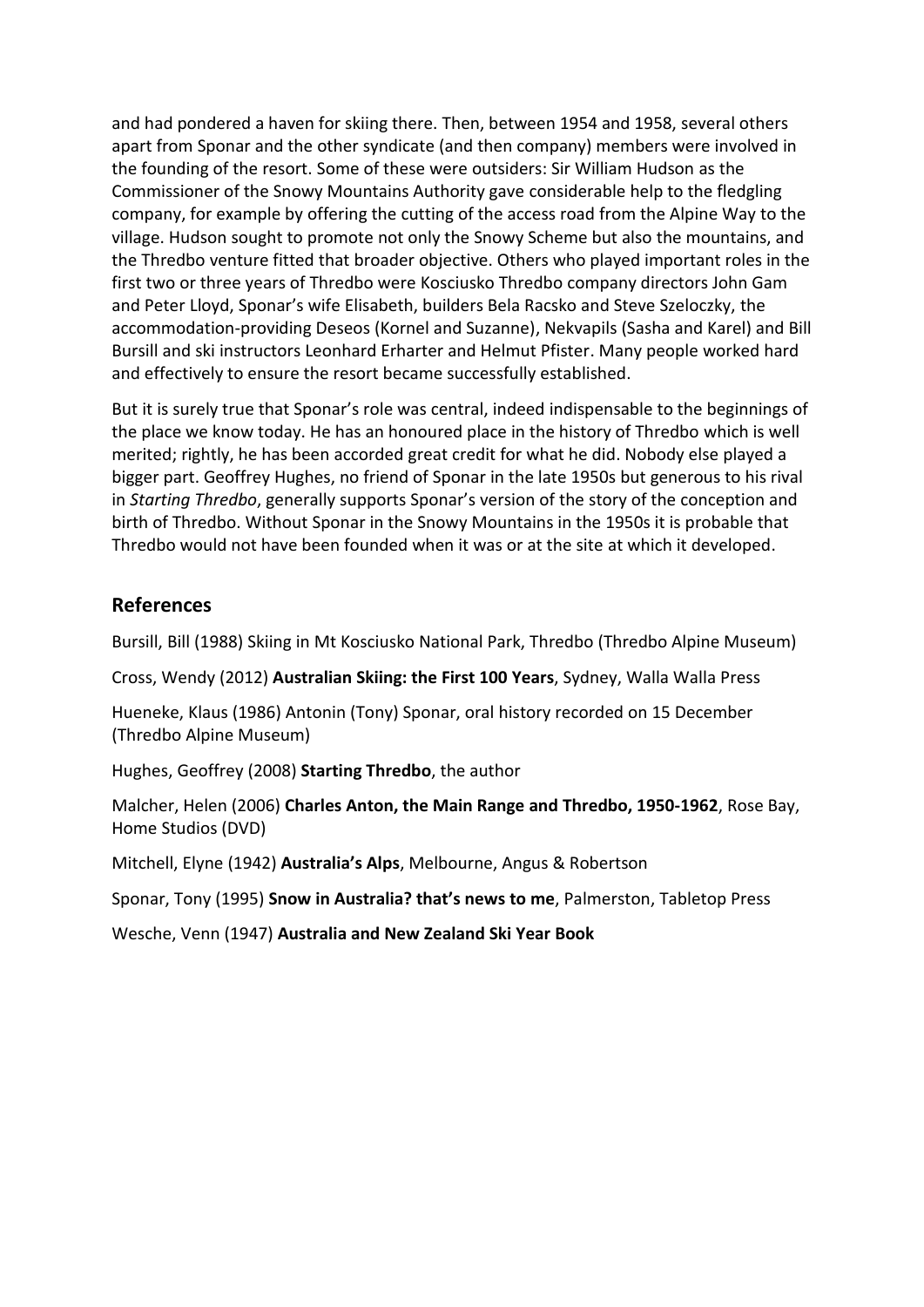and had pondered a haven for skiing there. Then, between 1954 and 1958, several others apart from Sponar and the other syndicate (and then company) members were involved in the founding of the resort. Some of these were outsiders: Sir William Hudson as the Commissioner of the Snowy Mountains Authority gave considerable help to the fledgling company, for example by offering the cutting of the access road from the Alpine Way to the village. Hudson sought to promote not only the Snowy Scheme but also the mountains, and the Thredbo venture fitted that broader objective. Others who played important roles in the first two or three years of Thredbo were Kosciusko Thredbo company directors John Gam and Peter Lloyd, Sponar's wife Elisabeth, builders Bela Racsko and Steve Szeloczky, the accommodation-providing Deseos (Kornel and Suzanne), Nekvapils (Sasha and Karel) and Bill Bursill and ski instructors Leonhard Erharter and Helmut Pfister. Many people worked hard and effectively to ensure the resort became successfully established.

But it is surely true that Sponar's role was central, indeed indispensable to the beginnings of the place we know today. He has an honoured place in the history of Thredbo which is well merited; rightly, he has been accorded great credit for what he did. Nobody else played a bigger part. Geoffrey Hughes, no friend of Sponar in the late 1950s but generous to his rival in *Starting Thredbo*, generally supports Sponar's version of the story of the conception and birth of Thredbo. Without Sponar in the Snowy Mountains in the 1950s it is probable that Thredbo would not have been founded when it was or at the site at which it developed.

## References

Bursill, Bill (1988) Skiing in Mt Kosciusko National Park, Thredbo (Thredbo Alpine Museum)

Cross, Wendy (2012) **Australian Skiing: the First 100 Years**, Sydney, Walla Walla Press

Hueneke, Klaus (1986) Antonin (Tony) Sponar, oral history recorded on 15 December (Thredbo Alpine Museum)

Hughes, Geoffrey (2008) **Starting Thredbo**, the author

Malcher, Helen (2006) **Charles Anton, the Main Range and Thredbo, 1950-1962**, Rose Bay, Home Studios (DVD)

Mitchell, Elyne (1942) **Australia's Alps**, Melbourne, Angus & Robertson

Sponar, Tony (1995) **Snow in Australia? that's news to me**, Palmerston, Tabletop Press

Wesche, Venn (1947) **Australia and New Zealand Ski Year Book**